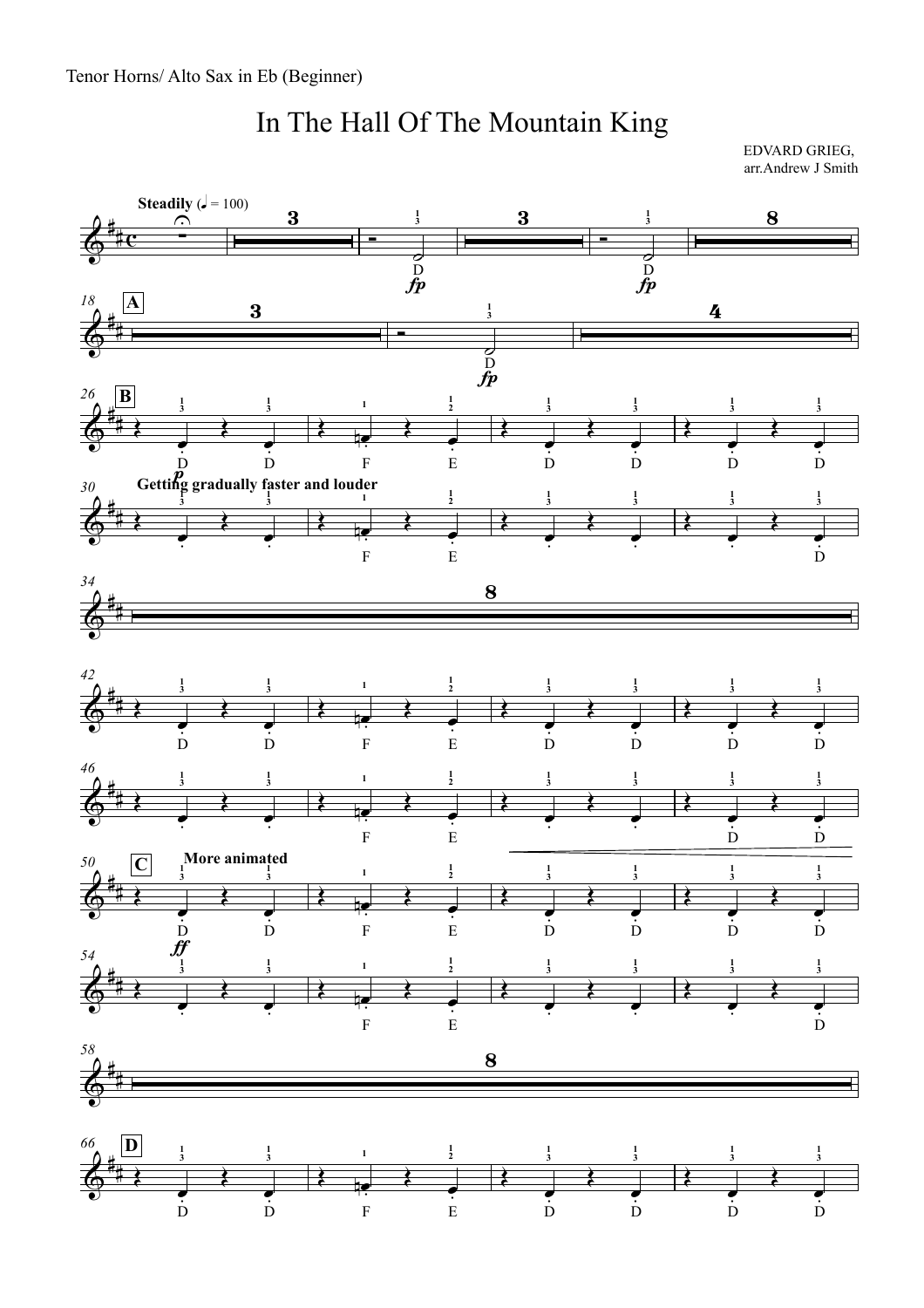Tenor Horns/ Alto Sax in Eb (Beginner)

# In The Hall Of The Mountain King

EDVARD GRIEG,
arr.Andrew J Smith

**Steadily** (♩ = 100)

**Getting gradually faster and louder**

**More animated**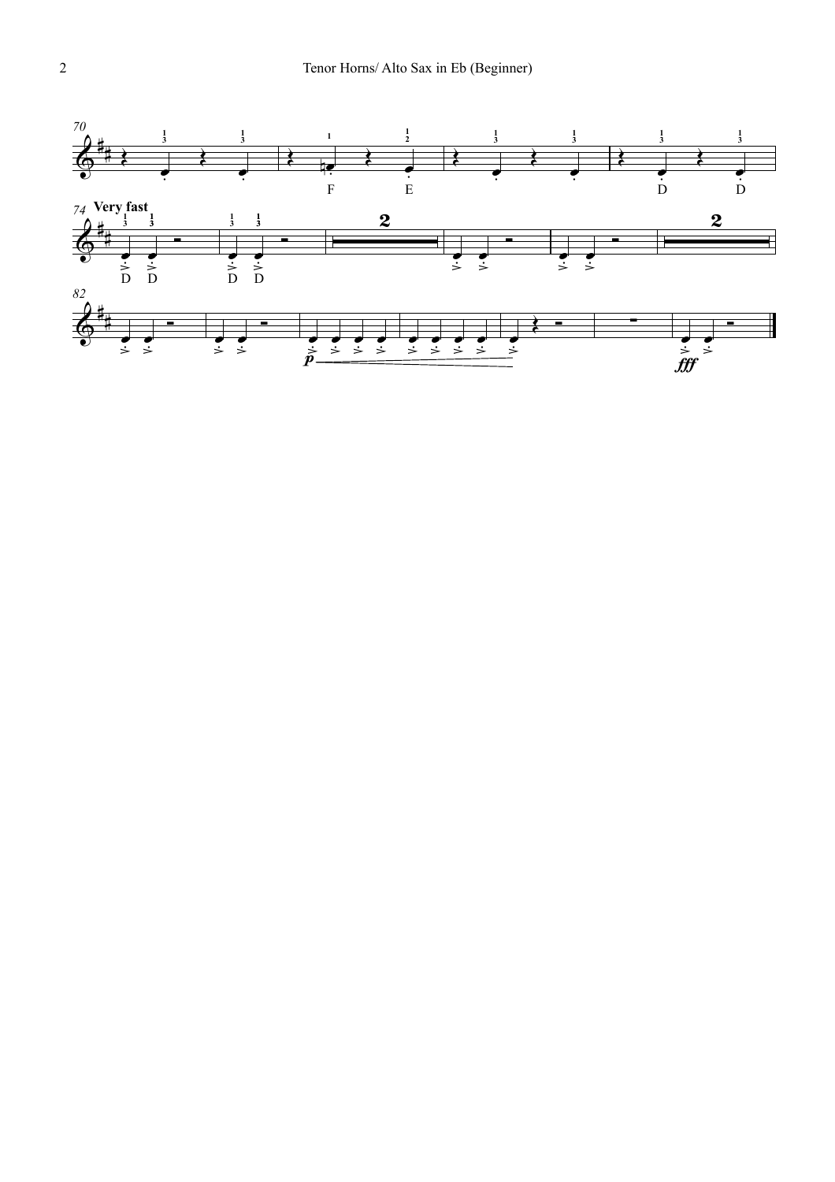Very fast